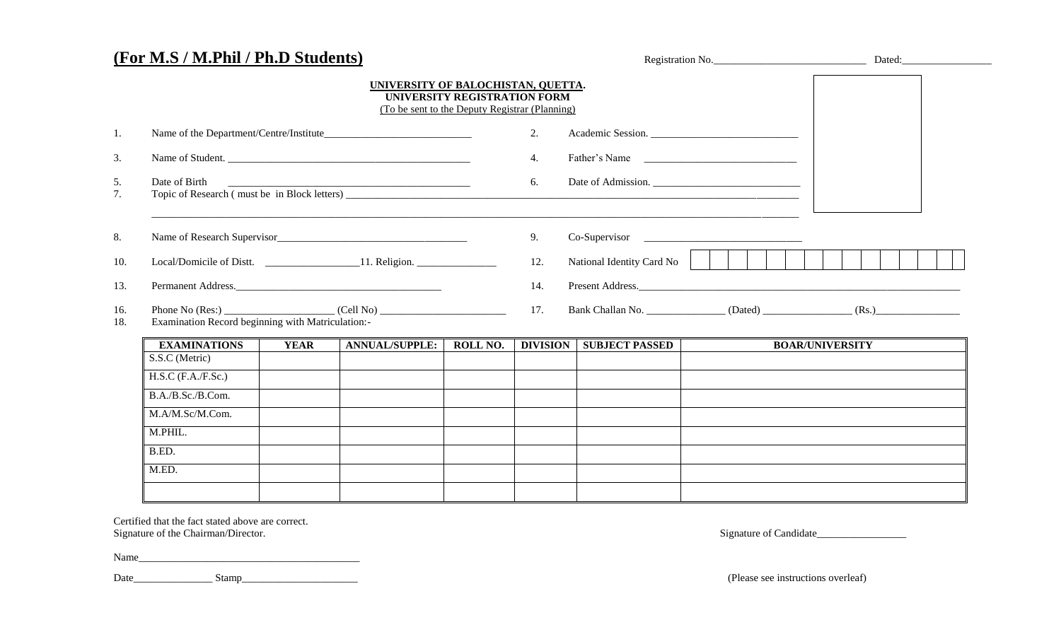## (For M.S / M.Phil / Ph.D Students)

Registration No.____________________________ Dated:________________

**UNIVERSITY OF BALOCHISTAN, QUETTA.**
**UNIVERSITY REGISTRATION FORM**
(To be sent to the Deputy Registrar (Planning)

1. Name of the Department/Centre/Institute____________________________
2. Academic Session. ____________________________
3. Name of Student. ______________________________________________
4. Father's Name ____________________________
5. Date of Birth ______________________________________________
6. Date of Admission. ____________________________
7. Topic of Research ( must be in Block letters) ______________________________________________

______________________________________________________________________________________________

8. Name of Research Supervisor____________________________________
9. Co-Supervisor ______________________________
10. Local/Domicile of Distt. _________________
11. Religion. _______________
12. National Identity Card No | | | | | | | | | | | | | | | |
13. Permanent Address.______________________________________
14. Present Address.______________________________________________________________
16. Phone No (Res:) ____________________ (Cell No) _______________________
17. Bank Challan No. ______________ (Dated) ________________ (Rs.)________________
18. Examination Record beginning with Matriculation:-

| EXAMINATIONS | YEAR | ANNUAL/SUPPLE: | ROLL NO. | DIVISION | SUBJECT PASSED | BOAR/UNIVERSITY |
|---|---|---|---|---|---|---|
| S.S.C (Metric) | | | | | | |
| H.S.C (F.A./F.Sc.) | | | | | | |
| B.A./B.Sc./B.Com. | | | | | | |
| M.A/M.Sc/M.Com. | | | | | | |
| M.PHIL. | | | | | | |
| B.ED. | | | | | | |
| M.ED. | | | | | | |
| | | | | | | |

Certified that the fact stated above are correct.
Signature of the Chairman/Director.

Signature of Candidate_________________

Name__________________________________________

Date_______________ Stamp______________________

(Please see instructions overleaf)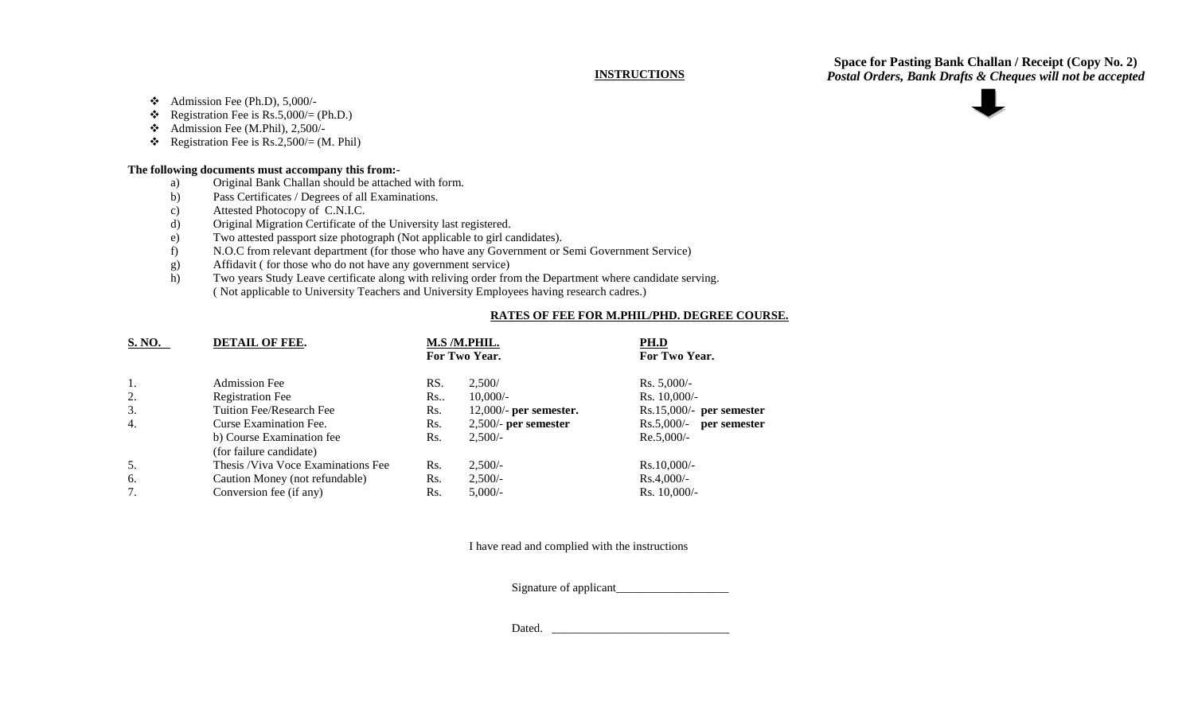**Space for Pasting Bank Challan / Receipt (Copy No. 2)**
***Postal Orders, Bank Drafts & Cheques will not be accepted***

## INSTRUCTIONS

- Admission Fee (Ph.D), 5,000/-
- Registration Fee is Rs.5,000/= (Ph.D.)
- Admission Fee (M.Phil), 2,500/-
- Registration Fee is Rs.2,500/= (M. Phil)

**The following documents must accompany this from:-**

a) Original Bank Challan should be attached with form.
b) Pass Certificates / Degrees of all Examinations.
c) Attested Photocopy of C.N.I.C.
d) Original Migration Certificate of the University last registered.
e) Two attested passport size photograph (Not applicable to girl candidates).
f) N.O.C from relevant department (for those who have any Government or Semi Government Service)
g) Affidavit ( for those who do not have any government service)
h) Two years Study Leave certificate along with reliving order from the Department where candidate serving. ( Not applicable to University Teachers and University Employees having research cadres.)

## RATES OF FEE FOR M.PHIL/PHD. DEGREE COURSE.

| S. NO. | DETAIL OF FEE. | M.S /M.PHIL. For Two Year. | PH.D For Two Year. |
|---|---|---|---|
| 1. | Admission Fee | RS. 2,500/ | Rs. 5,000/- |
| 2. | Registration Fee | Rs.. 10,000/- | Rs. 10,000/- |
| 3. | Tuition Fee/Research Fee | Rs. 12,000/- **per semester.** | Rs.15,000/- **per semester** |
| 4. | Curse Examination Fee. | Rs. 2,500/- **per semester** | Rs.5,000/- **per semester** |
| | b) Course Examination fee (for failure candidate) | Rs. 2,500/- | Re.5,000/- |
| 5. | Thesis /Viva Voce Examinations Fee | Rs. 2,500/- | Rs.10,000/- |
| 6. | Caution Money (not refundable) | Rs. 2,500/- | Rs.4,000/- |
| 7. | Conversion fee (if any) | Rs. 5,000/- | Rs. 10,000/- |

I have read and complied with the instructions

Signature of applicant___________________

Dated. ______________________________